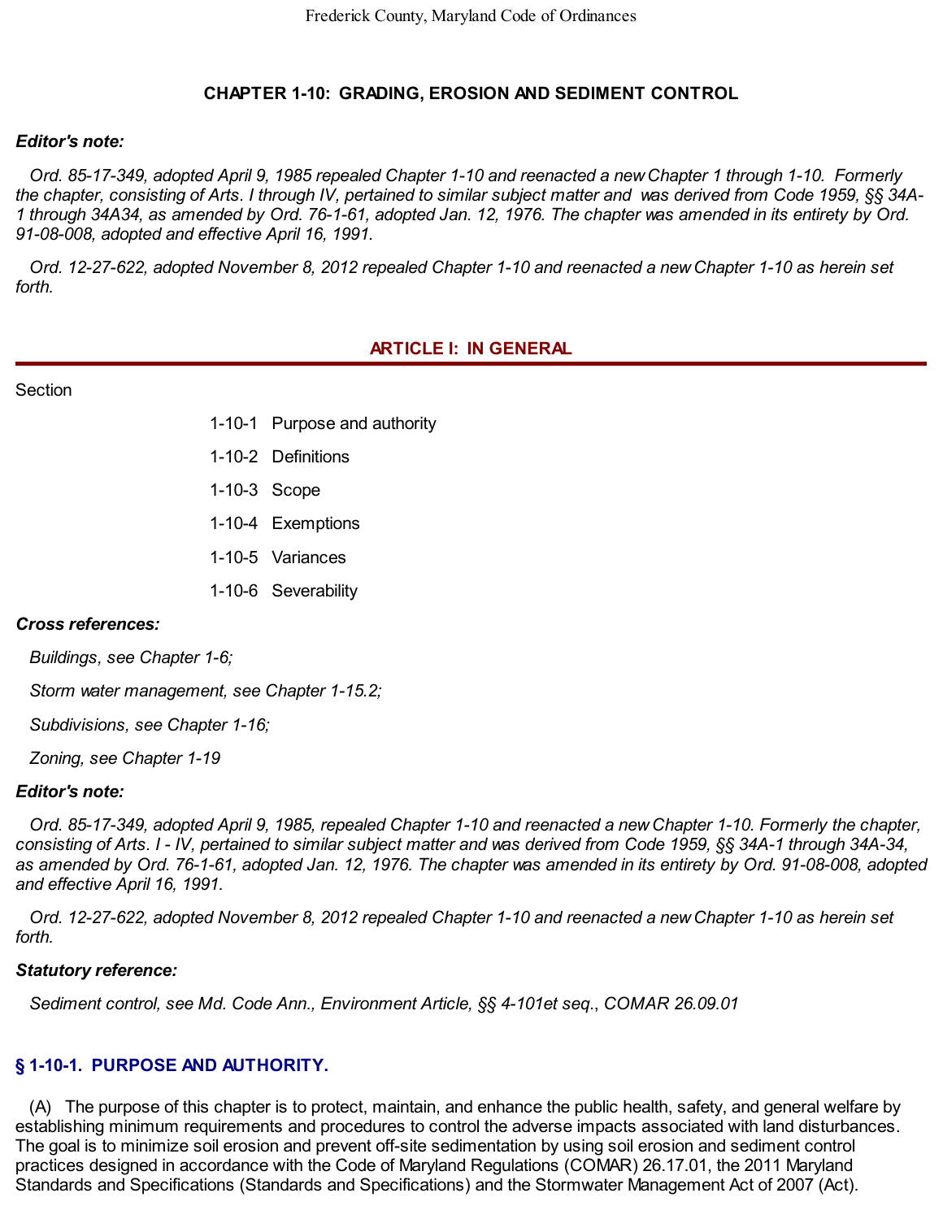# CHAPTER 1-10: GRADING, EROSION AND SEDIMENT CONTROL

***Editor's note:***

*Ord. 85-17-349, adopted April 9, 1985 repealed Chapter 1-10 and reenacted a new Chapter 1 through 1-10. Formerly the chapter, consisting of Arts. I through IV, pertained to similar subject matter and was derived from Code 1959, §§ 34A-1 through 34A34, as amended by Ord. 76-1-61, adopted Jan. 12, 1976. The chapter was amended in its entirety by Ord. 91-08-008, adopted and effective April 16, 1991.*

*Ord. 12-27-622, adopted November 8, 2012 repealed Chapter 1-10 and reenacted a new Chapter 1-10 as herein set forth.*

## ARTICLE I: IN GENERAL

Section

- 1-10-1 Purpose and authority
- 1-10-2 Definitions
- 1-10-3 Scope
- 1-10-4 Exemptions
- 1-10-5 Variances
- 1-10-6 Severability

***Cross references:***

*Buildings, see Chapter 1-6;*

*Storm water management, see Chapter 1-15.2;*

*Subdivisions, see Chapter 1-16;*

*Zoning, see Chapter 1-19*

***Editor's note:***

*Ord. 85-17-349, adopted April 9, 1985, repealed Chapter 1-10 and reenacted a new Chapter 1-10. Formerly the chapter, consisting of Arts. I - IV, pertained to similar subject matter and was derived from Code 1959, §§ 34A-1 through 34A-34, as amended by Ord. 76-1-61, adopted Jan. 12, 1976. The chapter was amended in its entirety by Ord. 91-08-008, adopted and effective April 16, 1991.*

*Ord. 12-27-622, adopted November 8, 2012 repealed Chapter 1-10 and reenacted a new Chapter 1-10 as herein set forth.*

***Statutory reference:***

*Sediment control, see Md. Code Ann., Environment Article, §§ 4-101et seq., COMAR 26.09.01*

### § 1-10-1. PURPOSE AND AUTHORITY.

(A) The purpose of this chapter is to protect, maintain, and enhance the public health, safety, and general welfare by establishing minimum requirements and procedures to control the adverse impacts associated with land disturbances. The goal is to minimize soil erosion and prevent off-site sedimentation by using soil erosion and sediment control practices designed in accordance with the Code of Maryland Regulations (COMAR) 26.17.01, the 2011 Maryland Standards and Specifications (Standards and Specifications) and the Stormwater Management Act of 2007 (Act).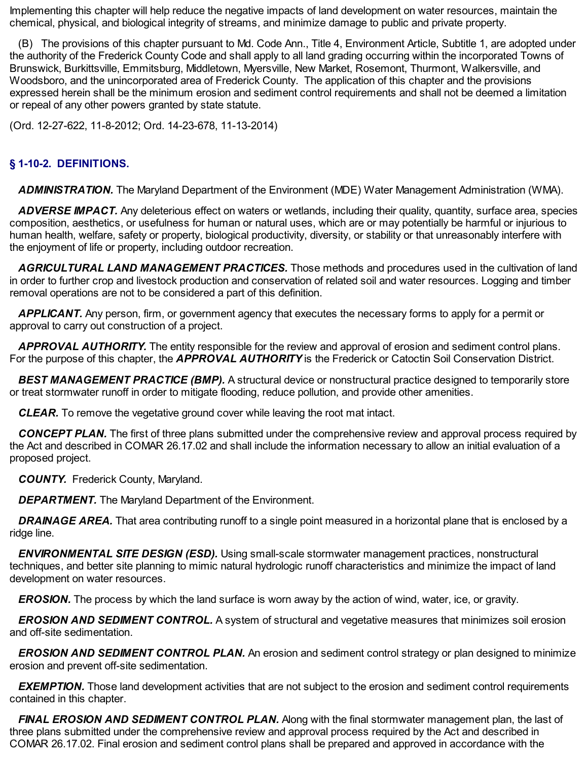Implementing this chapter will help reduce the negative impacts of land development on water resources, maintain the chemical, physical, and biological integrity of streams, and minimize damage to public and private property.

(B) The provisions of this chapter pursuant to Md. Code Ann., Title 4, Environment Article, Subtitle 1, are adopted under the authority of the Frederick County Code and shall apply to all land grading occurring within the incorporated Towns of Brunswick, Burkittsville, Emmitsburg, Middletown, Myersville, New Market, Rosemont, Thurmont, Walkersville, and Woodsboro, and the unincorporated area of Frederick County. The application of this chapter and the provisions expressed herein shall be the minimum erosion and sediment control requirements and shall not be deemed a limitation or repeal of any other powers granted by state statute.

(Ord. 12-27-622, 11-8-2012; Ord. 14-23-678, 11-13-2014)

## § 1-10-2. DEFINITIONS.

***ADMINISTRATION.*** The Maryland Department of the Environment (MDE) Water Management Administration (WMA).

***ADVERSE IMPACT.*** Any deleterious effect on waters or wetlands, including their quality, quantity, surface area, species composition, aesthetics, or usefulness for human or natural uses, which are or may potentially be harmful or injurious to human health, welfare, safety or property, biological productivity, diversity, or stability or that unreasonably interfere with the enjoyment of life or property, including outdoor recreation.

***AGRICULTURAL LAND MANAGEMENT PRACTICES.*** Those methods and procedures used in the cultivation of land in order to further crop and livestock production and conservation of related soil and water resources. Logging and timber removal operations are not to be considered a part of this definition.

***APPLICANT.*** Any person, firm, or government agency that executes the necessary forms to apply for a permit or approval to carry out construction of a project.

***APPROVAL AUTHORITY.*** The entity responsible for the review and approval of erosion and sediment control plans. For the purpose of this chapter, the ***APPROVAL AUTHORITY*** is the Frederick or Catoctin Soil Conservation District.

***BEST MANAGEMENT PRACTICE (BMP).*** A structural device or nonstructural practice designed to temporarily store or treat stormwater runoff in order to mitigate flooding, reduce pollution, and provide other amenities.

***CLEAR.*** To remove the vegetative ground cover while leaving the root mat intact.

***CONCEPT PLAN.*** The first of three plans submitted under the comprehensive review and approval process required by the Act and described in COMAR 26.17.02 and shall include the information necessary to allow an initial evaluation of a proposed project.

***COUNTY.*** Frederick County, Maryland.

***DEPARTMENT.*** The Maryland Department of the Environment.

***DRAINAGE AREA.*** That area contributing runoff to a single point measured in a horizontal plane that is enclosed by a ridge line.

***ENVIRONMENTAL SITE DESIGN (ESD).*** Using small-scale stormwater management practices, nonstructural techniques, and better site planning to mimic natural hydrologic runoff characteristics and minimize the impact of land development on water resources.

***EROSION.*** The process by which the land surface is worn away by the action of wind, water, ice, or gravity.

***EROSION AND SEDIMENT CONTROL.*** A system of structural and vegetative measures that minimizes soil erosion and off-site sedimentation.

***EROSION AND SEDIMENT CONTROL PLAN.*** An erosion and sediment control strategy or plan designed to minimize erosion and prevent off-site sedimentation.

***EXEMPTION.*** Those land development activities that are not subject to the erosion and sediment control requirements contained in this chapter.

***FINAL EROSION AND SEDIMENT CONTROL PLAN.*** Along with the final stormwater management plan, the last of three plans submitted under the comprehensive review and approval process required by the Act and described in COMAR 26.17.02. Final erosion and sediment control plans shall be prepared and approved in accordance with the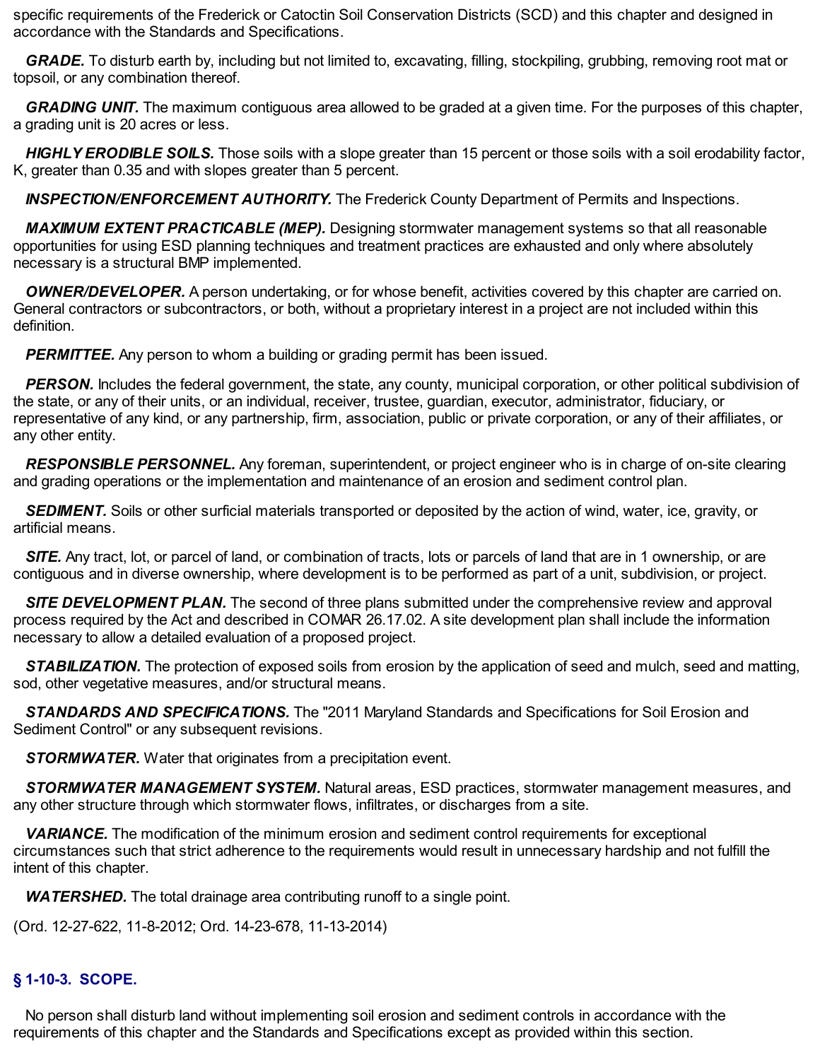specific requirements of the Frederick or Catoctin Soil Conservation Districts (SCD) and this chapter and designed in accordance with the Standards and Specifications.

***GRADE.*** To disturb earth by, including but not limited to, excavating, filling, stockpiling, grubbing, removing root mat or topsoil, or any combination thereof.

***GRADING UNIT.*** The maximum contiguous area allowed to be graded at a given time. For the purposes of this chapter, a grading unit is 20 acres or less.

***HIGHLY ERODIBLE SOILS.*** Those soils with a slope greater than 15 percent or those soils with a soil erodability factor, K, greater than 0.35 and with slopes greater than 5 percent.

***INSPECTION/ENFORCEMENT AUTHORITY.*** The Frederick County Department of Permits and Inspections.

***MAXIMUM EXTENT PRACTICABLE (MEP).*** Designing stormwater management systems so that all reasonable opportunities for using ESD planning techniques and treatment practices are exhausted and only where absolutely necessary is a structural BMP implemented.

***OWNER/DEVELOPER.*** A person undertaking, or for whose benefit, activities covered by this chapter are carried on. General contractors or subcontractors, or both, without a proprietary interest in a project are not included within this definition.

***PERMITTEE.*** Any person to whom a building or grading permit has been issued.

***PERSON.*** Includes the federal government, the state, any county, municipal corporation, or other political subdivision of the state, or any of their units, or an individual, receiver, trustee, guardian, executor, administrator, fiduciary, or representative of any kind, or any partnership, firm, association, public or private corporation, or any of their affiliates, or any other entity.

***RESPONSIBLE PERSONNEL.*** Any foreman, superintendent, or project engineer who is in charge of on-site clearing and grading operations or the implementation and maintenance of an erosion and sediment control plan.

***SEDIMENT.*** Soils or other surficial materials transported or deposited by the action of wind, water, ice, gravity, or artificial means.

***SITE.*** Any tract, lot, or parcel of land, or combination of tracts, lots or parcels of land that are in 1 ownership, or are contiguous and in diverse ownership, where development is to be performed as part of a unit, subdivision, or project.

***SITE DEVELOPMENT PLAN.*** The second of three plans submitted under the comprehensive review and approval process required by the Act and described in COMAR 26.17.02. A site development plan shall include the information necessary to allow a detailed evaluation of a proposed project.

***STABILIZATION.*** The protection of exposed soils from erosion by the application of seed and mulch, seed and matting, sod, other vegetative measures, and/or structural means.

***STANDARDS AND SPECIFICATIONS.*** The "2011 Maryland Standards and Specifications for Soil Erosion and Sediment Control" or any subsequent revisions.

***STORMWATER.*** Water that originates from a precipitation event.

***STORMWATER MANAGEMENT SYSTEM.*** Natural areas, ESD practices, stormwater management measures, and any other structure through which stormwater flows, infiltrates, or discharges from a site.

***VARIANCE.*** The modification of the minimum erosion and sediment control requirements for exceptional circumstances such that strict adherence to the requirements would result in unnecessary hardship and not fulfill the intent of this chapter.

***WATERSHED.*** The total drainage area contributing runoff to a single point.

(Ord. 12-27-622, 11-8-2012; Ord. 14-23-678, 11-13-2014)

## § 1-10-3. SCOPE.

No person shall disturb land without implementing soil erosion and sediment controls in accordance with the requirements of this chapter and the Standards and Specifications except as provided within this section.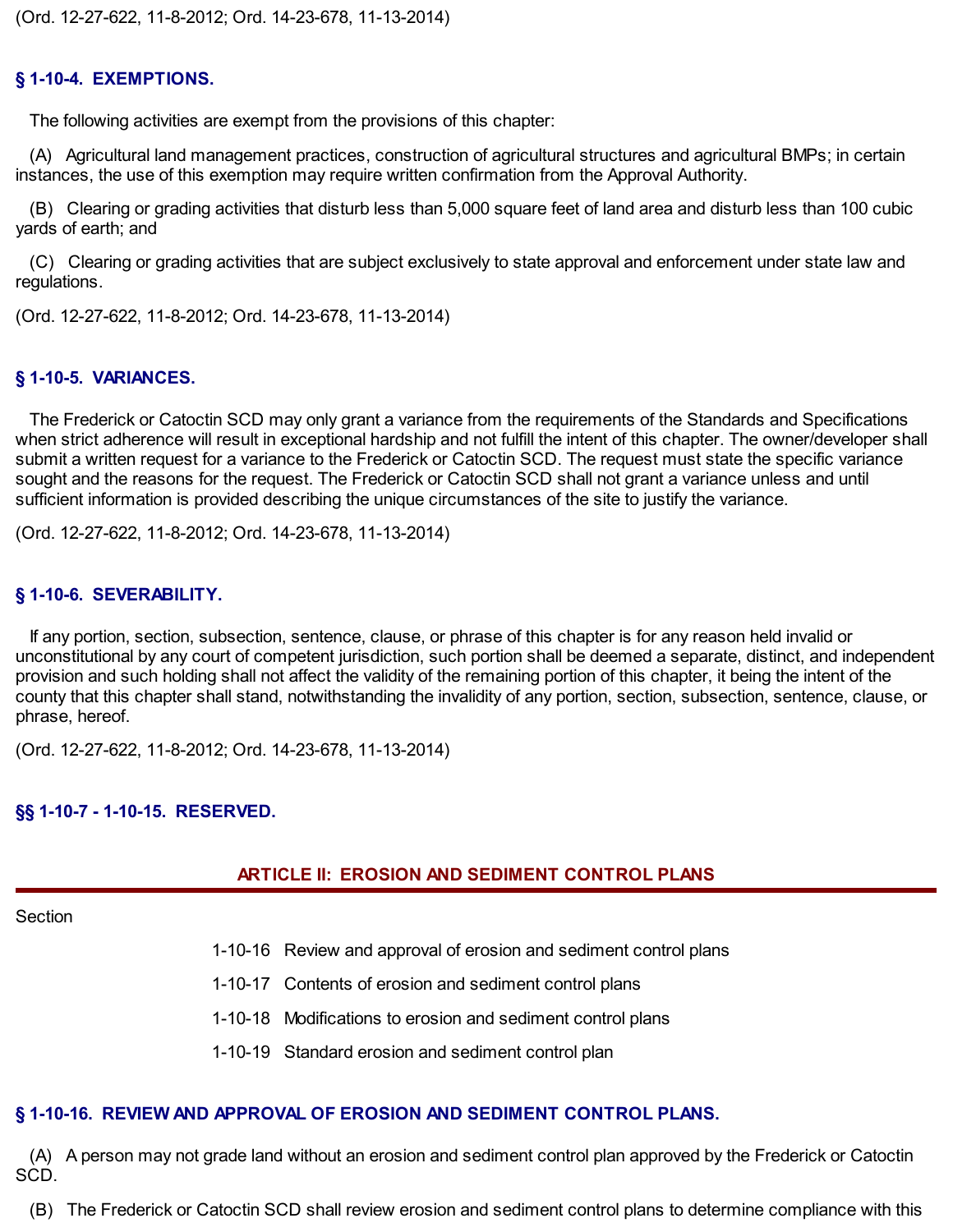(Ord. 12-27-622, 11-8-2012; Ord. 14-23-678, 11-13-2014)

### § 1-10-4. EXEMPTIONS.

The following activities are exempt from the provisions of this chapter:

(A) Agricultural land management practices, construction of agricultural structures and agricultural BMPs; in certain instances, the use of this exemption may require written confirmation from the Approval Authority.

(B) Clearing or grading activities that disturb less than 5,000 square feet of land area and disturb less than 100 cubic yards of earth; and

(C) Clearing or grading activities that are subject exclusively to state approval and enforcement under state law and regulations.

(Ord. 12-27-622, 11-8-2012; Ord. 14-23-678, 11-13-2014)

### § 1-10-5. VARIANCES.

The Frederick or Catoctin SCD may only grant a variance from the requirements of the Standards and Specifications when strict adherence will result in exceptional hardship and not fulfill the intent of this chapter. The owner/developer shall submit a written request for a variance to the Frederick or Catoctin SCD. The request must state the specific variance sought and the reasons for the request. The Frederick or Catoctin SCD shall not grant a variance unless and until sufficient information is provided describing the unique circumstances of the site to justify the variance.

(Ord. 12-27-622, 11-8-2012; Ord. 14-23-678, 11-13-2014)

### § 1-10-6. SEVERABILITY.

If any portion, section, subsection, sentence, clause, or phrase of this chapter is for any reason held invalid or unconstitutional by any court of competent jurisdiction, such portion shall be deemed a separate, distinct, and independent provision and such holding shall not affect the validity of the remaining portion of this chapter, it being the intent of the county that this chapter shall stand, notwithstanding the invalidity of any portion, section, subsection, sentence, clause, or phrase, hereof.

(Ord. 12-27-622, 11-8-2012; Ord. 14-23-678, 11-13-2014)

### §§ 1-10-7 - 1-10-15. RESERVED.

## ARTICLE II: EROSION AND SEDIMENT CONTROL PLANS

Section

- 1-10-16 Review and approval of erosion and sediment control plans
- 1-10-17 Contents of erosion and sediment control plans
- 1-10-18 Modifications to erosion and sediment control plans
- 1-10-19 Standard erosion and sediment control plan

### § 1-10-16. REVIEW AND APPROVAL OF EROSION AND SEDIMENT CONTROL PLANS.

(A) A person may not grade land without an erosion and sediment control plan approved by the Frederick or Catoctin SCD.

(B) The Frederick or Catoctin SCD shall review erosion and sediment control plans to determine compliance with this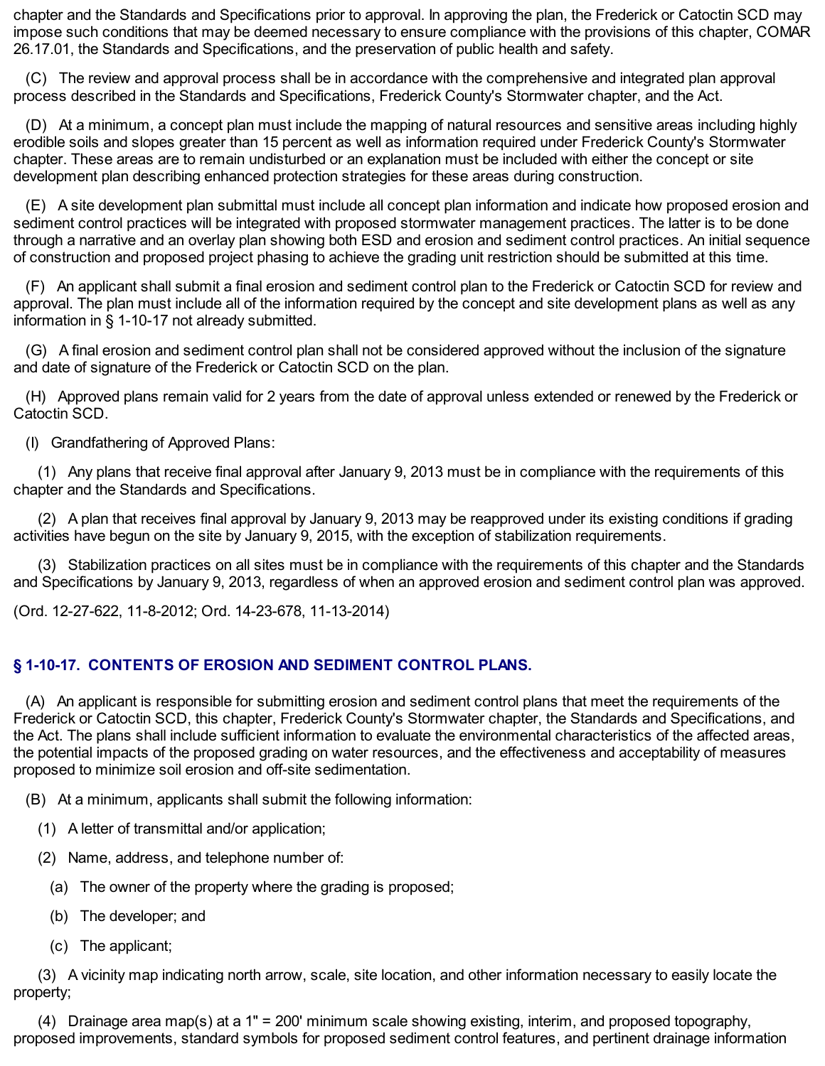chapter and the Standards and Specifications prior to approval. In approving the plan, the Frederick or Catoctin SCD may impose such conditions that may be deemed necessary to ensure compliance with the provisions of this chapter, COMAR 26.17.01, the Standards and Specifications, and the preservation of public health and safety.

(C) The review and approval process shall be in accordance with the comprehensive and integrated plan approval process described in the Standards and Specifications, Frederick County's Stormwater chapter, and the Act.

(D) At a minimum, a concept plan must include the mapping of natural resources and sensitive areas including highly erodible soils and slopes greater than 15 percent as well as information required under Frederick County's Stormwater chapter. These areas are to remain undisturbed or an explanation must be included with either the concept or site development plan describing enhanced protection strategies for these areas during construction.

(E) A site development plan submittal must include all concept plan information and indicate how proposed erosion and sediment control practices will be integrated with proposed stormwater management practices. The latter is to be done through a narrative and an overlay plan showing both ESD and erosion and sediment control practices. An initial sequence of construction and proposed project phasing to achieve the grading unit restriction should be submitted at this time.

(F) An applicant shall submit a final erosion and sediment control plan to the Frederick or Catoctin SCD for review and approval. The plan must include all of the information required by the concept and site development plans as well as any information in § 1-10-17 not already submitted.

(G) A final erosion and sediment control plan shall not be considered approved without the inclusion of the signature and date of signature of the Frederick or Catoctin SCD on the plan.

(H) Approved plans remain valid for 2 years from the date of approval unless extended or renewed by the Frederick or Catoctin SCD.

(I) Grandfathering of Approved Plans:

(1) Any plans that receive final approval after January 9, 2013 must be in compliance with the requirements of this chapter and the Standards and Specifications.

(2) A plan that receives final approval by January 9, 2013 may be reapproved under its existing conditions if grading activities have begun on the site by January 9, 2015, with the exception of stabilization requirements.

(3) Stabilization practices on all sites must be in compliance with the requirements of this chapter and the Standards and Specifications by January 9, 2013, regardless of when an approved erosion and sediment control plan was approved.

(Ord. 12-27-622, 11-8-2012; Ord. 14-23-678, 11-13-2014)

## § 1-10-17. CONTENTS OF EROSION AND SEDIMENT CONTROL PLANS.

(A) An applicant is responsible for submitting erosion and sediment control plans that meet the requirements of the Frederick or Catoctin SCD, this chapter, Frederick County's Stormwater chapter, the Standards and Specifications, and the Act. The plans shall include sufficient information to evaluate the environmental characteristics of the affected areas, the potential impacts of the proposed grading on water resources, and the effectiveness and acceptability of measures proposed to minimize soil erosion and off-site sedimentation.

(B) At a minimum, applicants shall submit the following information:

(1) A letter of transmittal and/or application;

(2) Name, address, and telephone number of:

(a) The owner of the property where the grading is proposed;

(b) The developer; and

(c) The applicant;

(3) A vicinity map indicating north arrow, scale, site location, and other information necessary to easily locate the property;

(4) Drainage area map(s) at a 1" = 200' minimum scale showing existing, interim, and proposed topography, proposed improvements, standard symbols for proposed sediment control features, and pertinent drainage information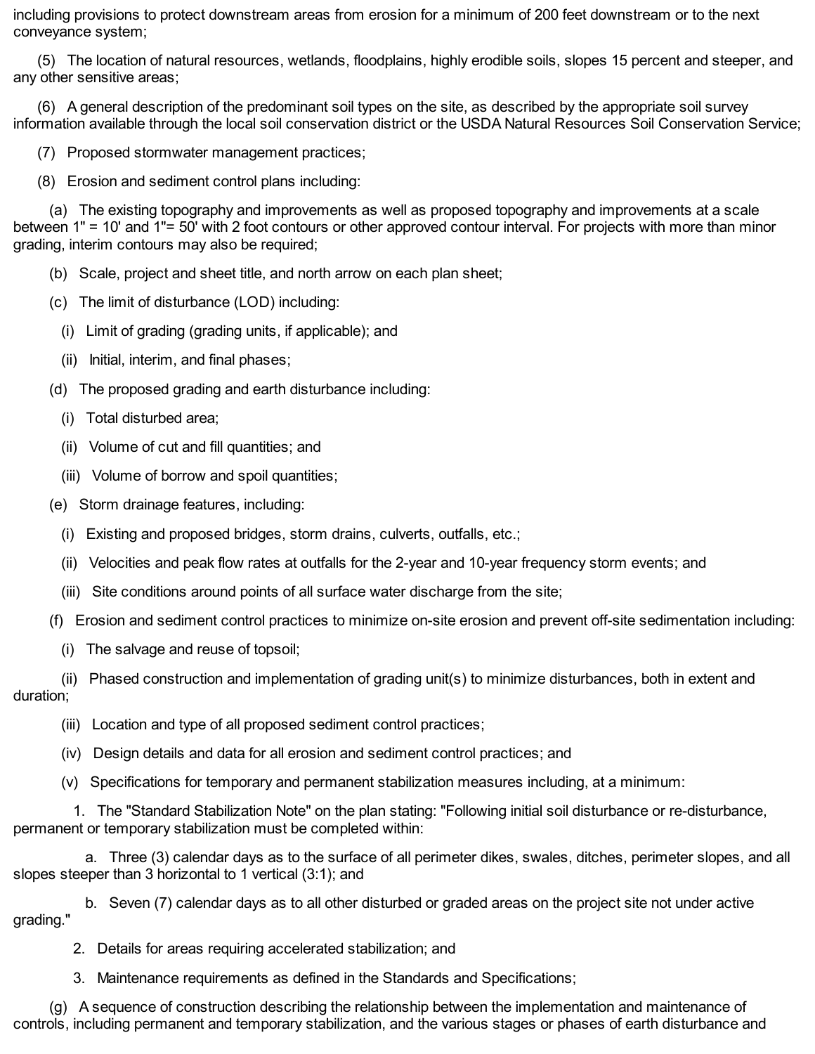including provisions to protect downstream areas from erosion for a minimum of 200 feet downstream or to the next conveyance system;

(5) The location of natural resources, wetlands, floodplains, highly erodible soils, slopes 15 percent and steeper, and any other sensitive areas;

(6) A general description of the predominant soil types on the site, as described by the appropriate soil survey information available through the local soil conservation district or the USDA Natural Resources Soil Conservation Service;

(7) Proposed stormwater management practices;

(8) Erosion and sediment control plans including:

(a) The existing topography and improvements as well as proposed topography and improvements at a scale between 1" = 10' and 1"= 50' with 2 foot contours or other approved contour interval. For projects with more than minor grading, interim contours may also be required;

(b) Scale, project and sheet title, and north arrow on each plan sheet;

(c) The limit of disturbance (LOD) including:

(i) Limit of grading (grading units, if applicable); and

(ii) Initial, interim, and final phases;

(d) The proposed grading and earth disturbance including:

(i) Total disturbed area;

(ii) Volume of cut and fill quantities; and

(iii) Volume of borrow and spoil quantities;

(e) Storm drainage features, including:

(i) Existing and proposed bridges, storm drains, culverts, outfalls, etc.;

(ii) Velocities and peak flow rates at outfalls for the 2-year and 10-year frequency storm events; and

(iii) Site conditions around points of all surface water discharge from the site;

(f) Erosion and sediment control practices to minimize on-site erosion and prevent off-site sedimentation including:

(i) The salvage and reuse of topsoil;

(ii) Phased construction and implementation of grading unit(s) to minimize disturbances, both in extent and duration;

(iii) Location and type of all proposed sediment control practices;

(iv) Design details and data for all erosion and sediment control practices; and

(v) Specifications for temporary and permanent stabilization measures including, at a minimum:

1. The "Standard Stabilization Note" on the plan stating: "Following initial soil disturbance or re-disturbance, permanent or temporary stabilization must be completed within:

a. Three (3) calendar days as to the surface of all perimeter dikes, swales, ditches, perimeter slopes, and all slopes steeper than 3 horizontal to 1 vertical (3:1); and

b. Seven (7) calendar days as to all other disturbed or graded areas on the project site not under active grading."

2. Details for areas requiring accelerated stabilization; and

3. Maintenance requirements as defined in the Standards and Specifications;

(g) A sequence of construction describing the relationship between the implementation and maintenance of controls, including permanent and temporary stabilization, and the various stages or phases of earth disturbance and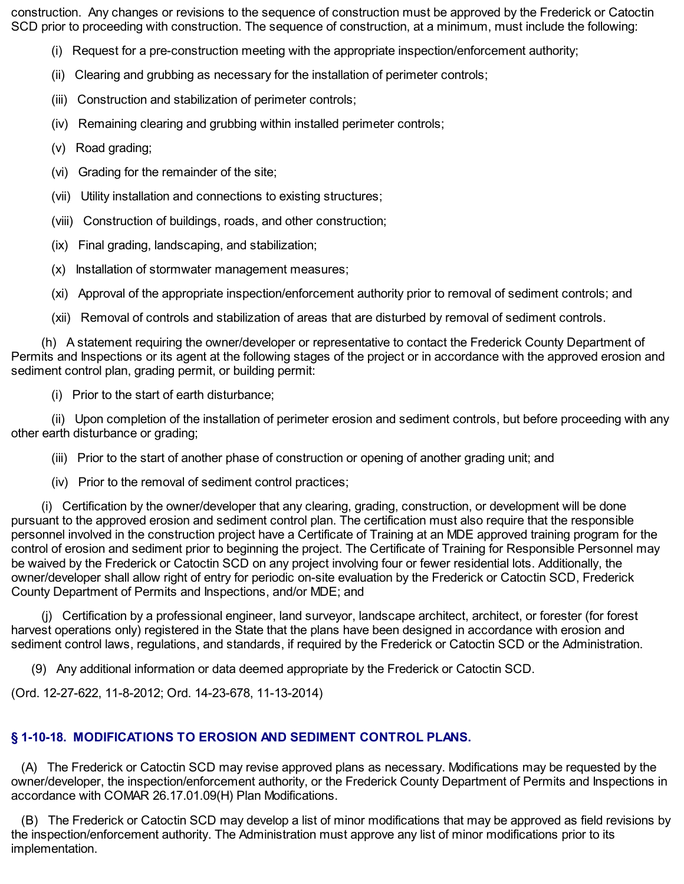construction. Any changes or revisions to the sequence of construction must be approved by the Frederick or Catoctin SCD prior to proceeding with construction. The sequence of construction, at a minimum, must include the following:

(i) Request for a pre-construction meeting with the appropriate inspection/enforcement authority;

(ii) Clearing and grubbing as necessary for the installation of perimeter controls;

(iii) Construction and stabilization of perimeter controls;

(iv) Remaining clearing and grubbing within installed perimeter controls;

(v) Road grading;

(vi) Grading for the remainder of the site;

(vii) Utility installation and connections to existing structures;

(viii) Construction of buildings, roads, and other construction;

(ix) Final grading, landscaping, and stabilization;

(x) Installation of stormwater management measures;

(xi) Approval of the appropriate inspection/enforcement authority prior to removal of sediment controls; and

(xii) Removal of controls and stabilization of areas that are disturbed by removal of sediment controls.

(h) A statement requiring the owner/developer or representative to contact the Frederick County Department of Permits and Inspections or its agent at the following stages of the project or in accordance with the approved erosion and sediment control plan, grading permit, or building permit:

(i) Prior to the start of earth disturbance;

(ii) Upon completion of the installation of perimeter erosion and sediment controls, but before proceeding with any other earth disturbance or grading;

(iii) Prior to the start of another phase of construction or opening of another grading unit; and

(iv) Prior to the removal of sediment control practices;

(i) Certification by the owner/developer that any clearing, grading, construction, or development will be done pursuant to the approved erosion and sediment control plan. The certification must also require that the responsible personnel involved in the construction project have a Certificate of Training at an MDE approved training program for the control of erosion and sediment prior to beginning the project. The Certificate of Training for Responsible Personnel may be waived by the Frederick or Catoctin SCD on any project involving four or fewer residential lots. Additionally, the owner/developer shall allow right of entry for periodic on-site evaluation by the Frederick or Catoctin SCD, Frederick County Department of Permits and Inspections, and/or MDE; and

(j) Certification by a professional engineer, land surveyor, landscape architect, architect, or forester (for forest harvest operations only) registered in the State that the plans have been designed in accordance with erosion and sediment control laws, regulations, and standards, if required by the Frederick or Catoctin SCD or the Administration.

(9) Any additional information or data deemed appropriate by the Frederick or Catoctin SCD.

(Ord. 12-27-622, 11-8-2012; Ord. 14-23-678, 11-13-2014)

## § 1-10-18. MODIFICATIONS TO EROSION AND SEDIMENT CONTROL PLANS.

(A) The Frederick or Catoctin SCD may revise approved plans as necessary. Modifications may be requested by the owner/developer, the inspection/enforcement authority, or the Frederick County Department of Permits and Inspections in accordance with COMAR 26.17.01.09(H) Plan Modifications.

(B) The Frederick or Catoctin SCD may develop a list of minor modifications that may be approved as field revisions by the inspection/enforcement authority. The Administration must approve any list of minor modifications prior to its implementation.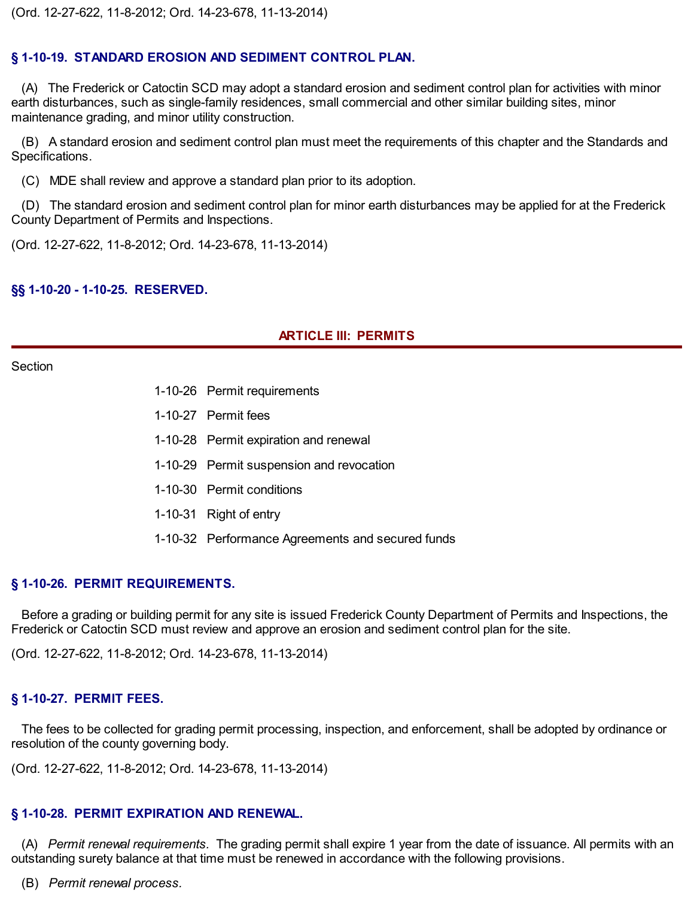(Ord. 12-27-622, 11-8-2012; Ord. 14-23-678, 11-13-2014)

### § 1-10-19. STANDARD EROSION AND SEDIMENT CONTROL PLAN.

(A) The Frederick or Catoctin SCD may adopt a standard erosion and sediment control plan for activities with minor earth disturbances, such as single-family residences, small commercial and other similar building sites, minor maintenance grading, and minor utility construction.

(B) A standard erosion and sediment control plan must meet the requirements of this chapter and the Standards and Specifications.

(C) MDE shall review and approve a standard plan prior to its adoption.

(D) The standard erosion and sediment control plan for minor earth disturbances may be applied for at the Frederick County Department of Permits and Inspections.

(Ord. 12-27-622, 11-8-2012; Ord. 14-23-678, 11-13-2014)

### §§ 1-10-20 - 1-10-25. RESERVED.

## ARTICLE III: PERMITS

Section

- 1-10-26 Permit requirements
- 1-10-27 Permit fees
- 1-10-28 Permit expiration and renewal
- 1-10-29 Permit suspension and revocation
- 1-10-30 Permit conditions
- 1-10-31 Right of entry
- 1-10-32 Performance Agreements and secured funds

### § 1-10-26. PERMIT REQUIREMENTS.

Before a grading or building permit for any site is issued Frederick County Department of Permits and Inspections, the Frederick or Catoctin SCD must review and approve an erosion and sediment control plan for the site.

(Ord. 12-27-622, 11-8-2012; Ord. 14-23-678, 11-13-2014)

### § 1-10-27. PERMIT FEES.

The fees to be collected for grading permit processing, inspection, and enforcement, shall be adopted by ordinance or resolution of the county governing body.

(Ord. 12-27-622, 11-8-2012; Ord. 14-23-678, 11-13-2014)

### § 1-10-28. PERMIT EXPIRATION AND RENEWAL.

(A) *Permit renewal requirements.* The grading permit shall expire 1 year from the date of issuance. All permits with an outstanding surety balance at that time must be renewed in accordance with the following provisions.

(B) *Permit renewal process.*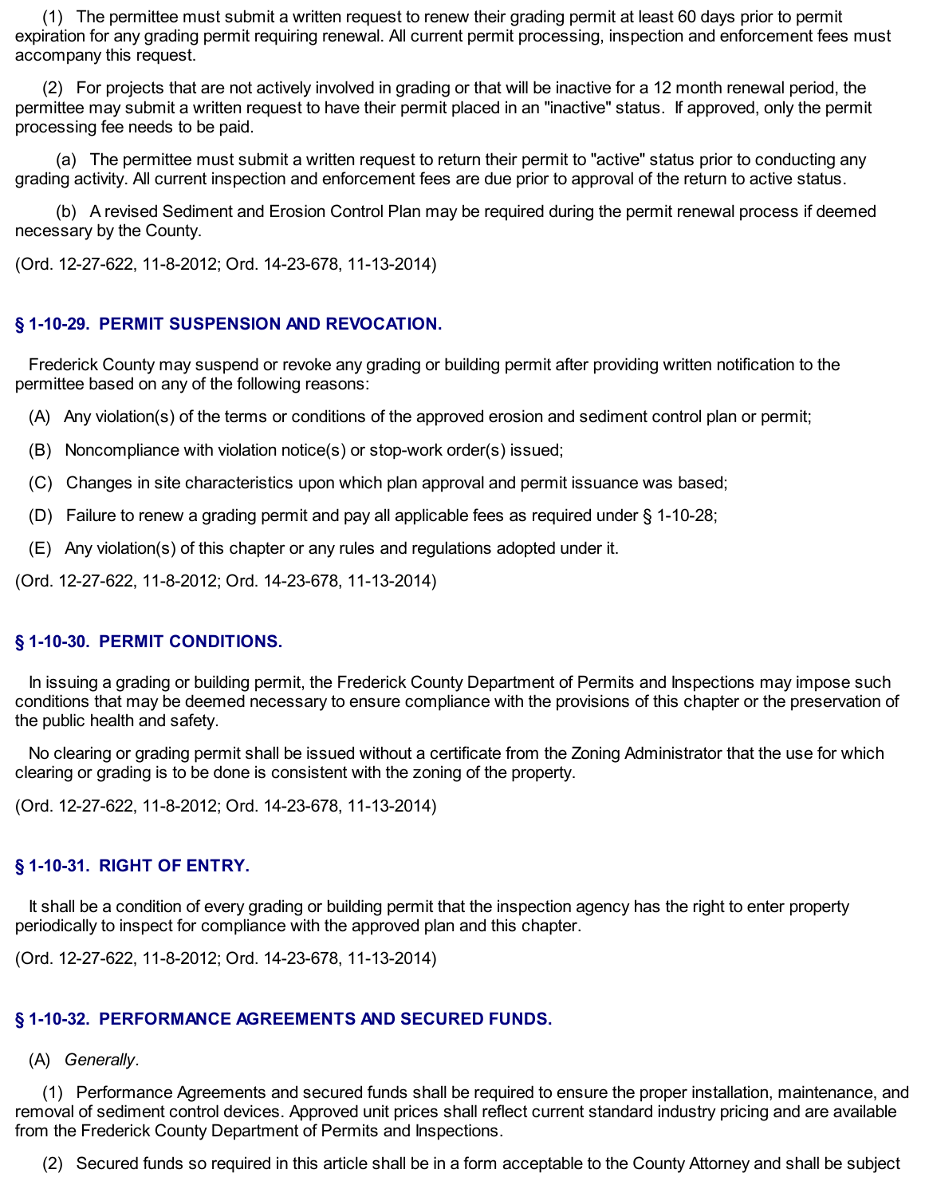(1) The permittee must submit a written request to renew their grading permit at least 60 days prior to permit expiration for any grading permit requiring renewal. All current permit processing, inspection and enforcement fees must accompany this request.

(2) For projects that are not actively involved in grading or that will be inactive for a 12 month renewal period, the permittee may submit a written request to have their permit placed in an "inactive" status. If approved, only the permit processing fee needs to be paid.

(a) The permittee must submit a written request to return their permit to "active" status prior to conducting any grading activity. All current inspection and enforcement fees are due prior to approval of the return to active status.

(b) A revised Sediment and Erosion Control Plan may be required during the permit renewal process if deemed necessary by the County.

(Ord. 12-27-622, 11-8-2012; Ord. 14-23-678, 11-13-2014)

### § 1-10-29. PERMIT SUSPENSION AND REVOCATION.

Frederick County may suspend or revoke any grading or building permit after providing written notification to the permittee based on any of the following reasons:

(A) Any violation(s) of the terms or conditions of the approved erosion and sediment control plan or permit;

(B) Noncompliance with violation notice(s) or stop-work order(s) issued;

(C) Changes in site characteristics upon which plan approval and permit issuance was based;

(D) Failure to renew a grading permit and pay all applicable fees as required under § 1-10-28;

(E) Any violation(s) of this chapter or any rules and regulations adopted under it.

(Ord. 12-27-622, 11-8-2012; Ord. 14-23-678, 11-13-2014)

### § 1-10-30. PERMIT CONDITIONS.

In issuing a grading or building permit, the Frederick County Department of Permits and Inspections may impose such conditions that may be deemed necessary to ensure compliance with the provisions of this chapter or the preservation of the public health and safety.

No clearing or grading permit shall be issued without a certificate from the Zoning Administrator that the use for which clearing or grading is to be done is consistent with the zoning of the property.

(Ord. 12-27-622, 11-8-2012; Ord. 14-23-678, 11-13-2014)

### § 1-10-31. RIGHT OF ENTRY.

It shall be a condition of every grading or building permit that the inspection agency has the right to enter property periodically to inspect for compliance with the approved plan and this chapter.

(Ord. 12-27-622, 11-8-2012; Ord. 14-23-678, 11-13-2014)

### § 1-10-32. PERFORMANCE AGREEMENTS AND SECURED FUNDS.

(A) *Generally*.

(1) Performance Agreements and secured funds shall be required to ensure the proper installation, maintenance, and removal of sediment control devices. Approved unit prices shall reflect current standard industry pricing and are available from the Frederick County Department of Permits and Inspections.

(2) Secured funds so required in this article shall be in a form acceptable to the County Attorney and shall be subject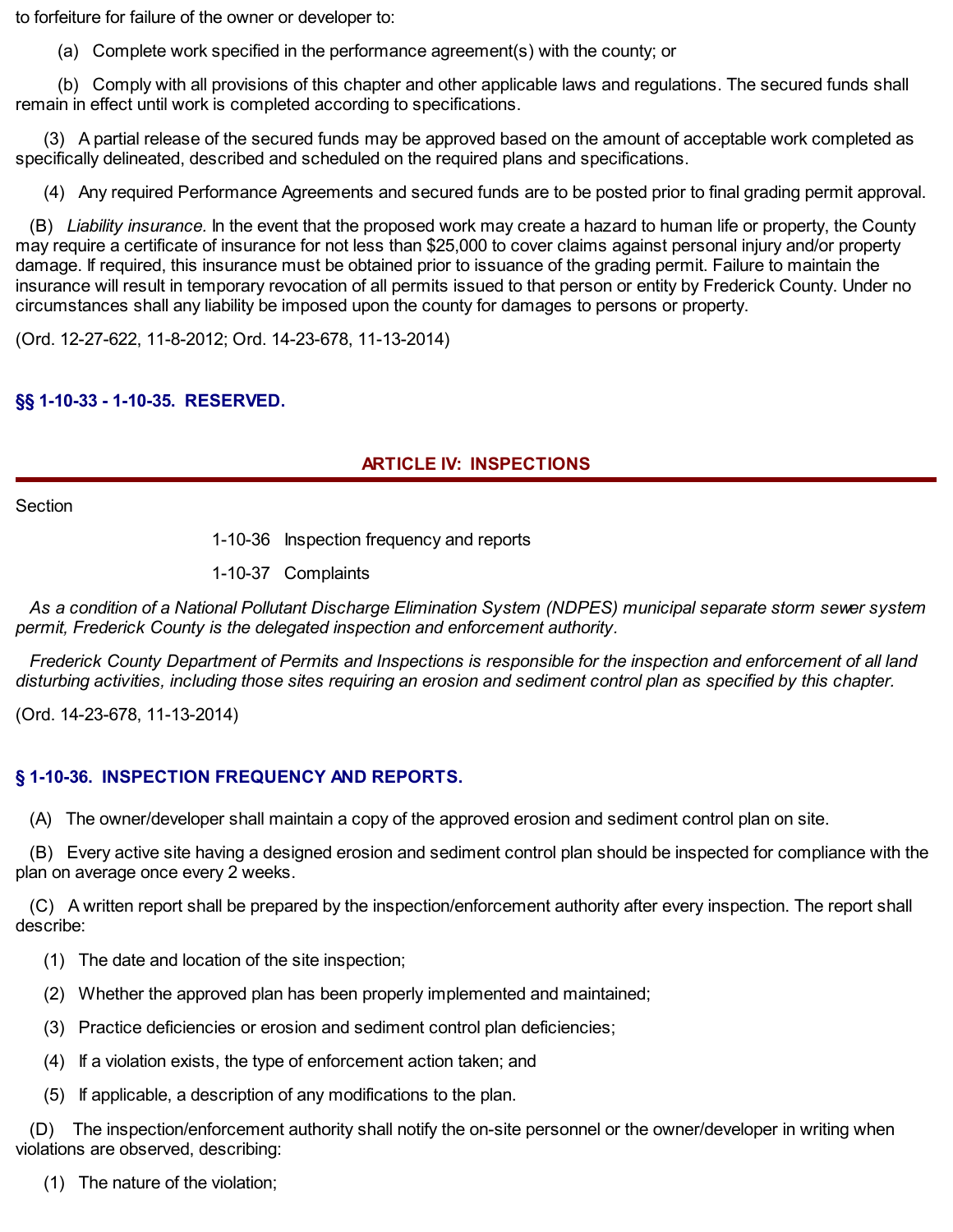to forfeiture for failure of the owner or developer to:

(a) Complete work specified in the performance agreement(s) with the county; or

(b) Comply with all provisions of this chapter and other applicable laws and regulations. The secured funds shall remain in effect until work is completed according to specifications.

(3) A partial release of the secured funds may be approved based on the amount of acceptable work completed as specifically delineated, described and scheduled on the required plans and specifications.

(4) Any required Performance Agreements and secured funds are to be posted prior to final grading permit approval.

(B) *Liability insurance.* In the event that the proposed work may create a hazard to human life or property, the County may require a certificate of insurance for not less than $25,000 to cover claims against personal injury and/or property damage. If required, this insurance must be obtained prior to issuance of the grading permit. Failure to maintain the insurance will result in temporary revocation of all permits issued to that person or entity by Frederick County. Under no circumstances shall any liability be imposed upon the county for damages to persons or property.

(Ord. 12-27-622, 11-8-2012; Ord. 14-23-678, 11-13-2014)

### §§ 1-10-33 - 1-10-35. RESERVED.

## ARTICLE IV: INSPECTIONS

Section

1-10-36 Inspection frequency and reports

1-10-37 Complaints

*As a condition of a National Pollutant Discharge Elimination System (NDPES) municipal separate storm sewer system permit, Frederick County is the delegated inspection and enforcement authority.*

*Frederick County Department of Permits and Inspections is responsible for the inspection and enforcement of all land disturbing activities, including those sites requiring an erosion and sediment control plan as specified by this chapter.*

(Ord. 14-23-678, 11-13-2014)

### § 1-10-36. INSPECTION FREQUENCY AND REPORTS.

(A) The owner/developer shall maintain a copy of the approved erosion and sediment control plan on site.

(B) Every active site having a designed erosion and sediment control plan should be inspected for compliance with the plan on average once every 2 weeks.

(C) A written report shall be prepared by the inspection/enforcement authority after every inspection. The report shall describe:

(1) The date and location of the site inspection;

(2) Whether the approved plan has been properly implemented and maintained;

(3) Practice deficiencies or erosion and sediment control plan deficiencies;

(4) If a violation exists, the type of enforcement action taken; and

(5) If applicable, a description of any modifications to the plan.

(D) The inspection/enforcement authority shall notify the on-site personnel or the owner/developer in writing when violations are observed, describing:

(1) The nature of the violation;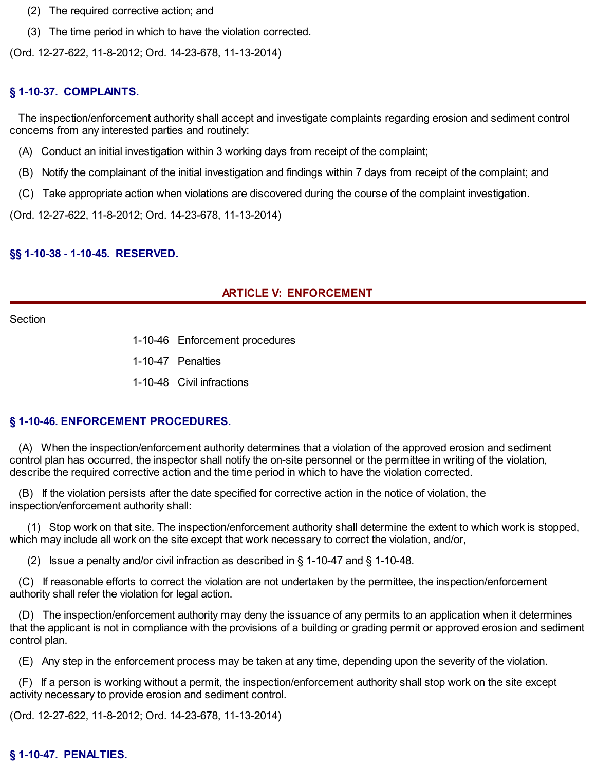(2) The required corrective action; and

   (3) The time period in which to have the violation corrected.

(Ord. 12-27-622, 11-8-2012; Ord. 14-23-678, 11-13-2014)

### § 1-10-37. COMPLAINTS.

The inspection/enforcement authority shall accept and investigate complaints regarding erosion and sediment control concerns from any interested parties and routinely:

(A) Conduct an initial investigation within 3 working days from receipt of the complaint;

(B) Notify the complainant of the initial investigation and findings within 7 days from receipt of the complaint; and

(C) Take appropriate action when violations are discovered during the course of the complaint investigation.

(Ord. 12-27-622, 11-8-2012; Ord. 14-23-678, 11-13-2014)

### §§ 1-10-38 - 1-10-45. RESERVED.

## ARTICLE V: ENFORCEMENT

Section

1-10-46 Enforcement procedures

1-10-47 Penalties

1-10-48 Civil infractions

### § 1-10-46. ENFORCEMENT PROCEDURES.

(A) When the inspection/enforcement authority determines that a violation of the approved erosion and sediment control plan has occurred, the inspector shall notify the on-site personnel or the permittee in writing of the violation, describe the required corrective action and the time period in which to have the violation corrected.

(B) If the violation persists after the date specified for corrective action in the notice of violation, the inspection/enforcement authority shall:

   (1) Stop work on that site. The inspection/enforcement authority shall determine the extent to which work is stopped, which may include all work on the site except that work necessary to correct the violation, and/or,

   (2) Issue a penalty and/or civil infraction as described in § 1-10-47 and § 1-10-48.

(C) If reasonable efforts to correct the violation are not undertaken by the permittee, the inspection/enforcement authority shall refer the violation for legal action.

(D) The inspection/enforcement authority may deny the issuance of any permits to an application when it determines that the applicant is not in compliance with the provisions of a building or grading permit or approved erosion and sediment control plan.

(E) Any step in the enforcement process may be taken at any time, depending upon the severity of the violation.

(F) If a person is working without a permit, the inspection/enforcement authority shall stop work on the site except activity necessary to provide erosion and sediment control.

(Ord. 12-27-622, 11-8-2012; Ord. 14-23-678, 11-13-2014)

### § 1-10-47. PENALTIES.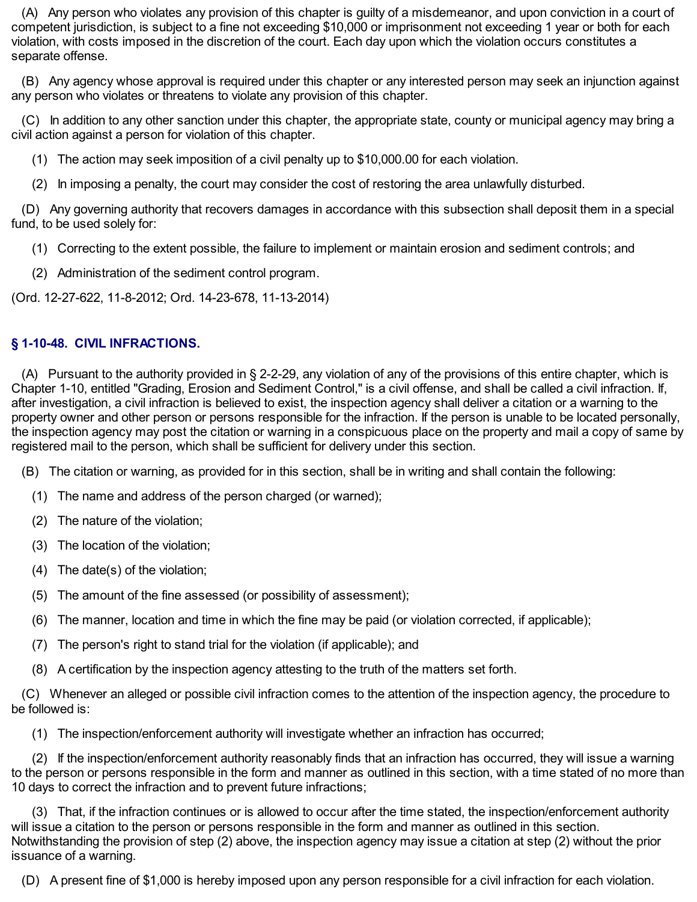(A) Any person who violates any provision of this chapter is guilty of a misdemeanor, and upon conviction in a court of competent jurisdiction, is subject to a fine not exceeding $10,000 or imprisonment not exceeding 1 year or both for each violation, with costs imposed in the discretion of the court. Each day upon which the violation occurs constitutes a separate offense.

(B) Any agency whose approval is required under this chapter or any interested person may seek an injunction against any person who violates or threatens to violate any provision of this chapter.

(C) In addition to any other sanction under this chapter, the appropriate state, county or municipal agency may bring a civil action against a person for violation of this chapter.

(1) The action may seek imposition of a civil penalty up to $10,000.00 for each violation.

(2) In imposing a penalty, the court may consider the cost of restoring the area unlawfully disturbed.

(D) Any governing authority that recovers damages in accordance with this subsection shall deposit them in a special fund, to be used solely for:

(1) Correcting to the extent possible, the failure to implement or maintain erosion and sediment controls; and

(2) Administration of the sediment control program.

(Ord. 12-27-622, 11-8-2012; Ord. 14-23-678, 11-13-2014)

## § 1-10-48. CIVIL INFRACTIONS.

(A) Pursuant to the authority provided in § 2-2-29, any violation of any of the provisions of this entire chapter, which is Chapter 1-10, entitled "Grading, Erosion and Sediment Control," is a civil offense, and shall be called a civil infraction. If, after investigation, a civil infraction is believed to exist, the inspection agency shall deliver a citation or a warning to the property owner and other person or persons responsible for the infraction. If the person is unable to be located personally, the inspection agency may post the citation or warning in a conspicuous place on the property and mail a copy of same by registered mail to the person, which shall be sufficient for delivery under this section.

(B) The citation or warning, as provided for in this section, shall be in writing and shall contain the following:

(1) The name and address of the person charged (or warned);

(2) The nature of the violation;

(3) The location of the violation;

(4) The date(s) of the violation;

(5) The amount of the fine assessed (or possibility of assessment);

(6) The manner, location and time in which the fine may be paid (or violation corrected, if applicable);

(7) The person's right to stand trial for the violation (if applicable); and

(8) A certification by the inspection agency attesting to the truth of the matters set forth.

(C) Whenever an alleged or possible civil infraction comes to the attention of the inspection agency, the procedure to be followed is:

(1) The inspection/enforcement authority will investigate whether an infraction has occurred;

(2) If the inspection/enforcement authority reasonably finds that an infraction has occurred, they will issue a warning to the person or persons responsible in the form and manner as outlined in this section, with a time stated of no more than 10 days to correct the infraction and to prevent future infractions;

(3) That, if the infraction continues or is allowed to occur after the time stated, the inspection/enforcement authority will issue a citation to the person or persons responsible in the form and manner as outlined in this section. Notwithstanding the provision of step (2) above, the inspection agency may issue a citation at step (2) without the prior issuance of a warning.

(D) A present fine of $1,000 is hereby imposed upon any person responsible for a civil infraction for each violation.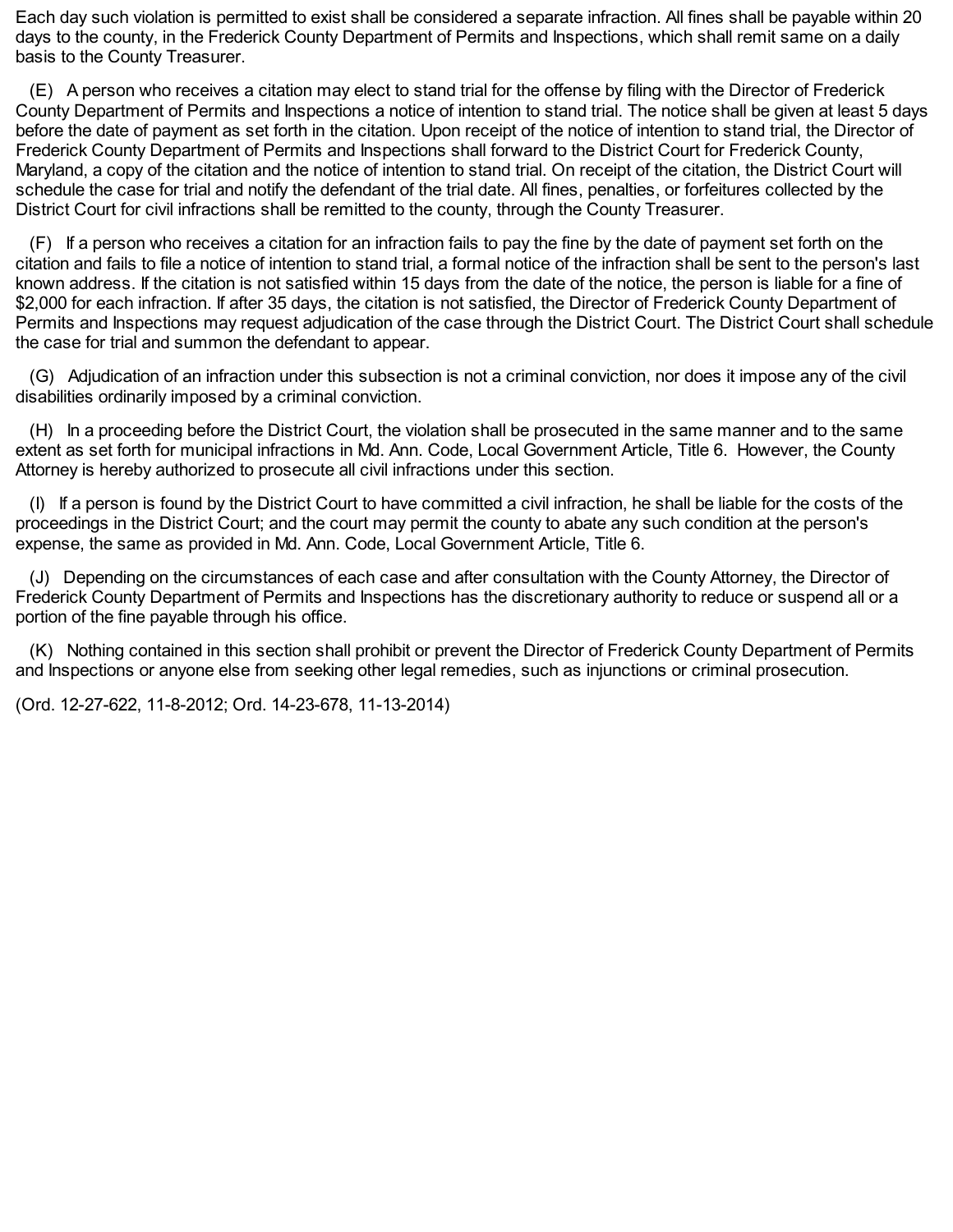Each day such violation is permitted to exist shall be considered a separate infraction. All fines shall be payable within 20 days to the county, in the Frederick County Department of Permits and Inspections, which shall remit same on a daily basis to the County Treasurer.

(E) A person who receives a citation may elect to stand trial for the offense by filing with the Director of Frederick County Department of Permits and Inspections a notice of intention to stand trial. The notice shall be given at least 5 days before the date of payment as set forth in the citation. Upon receipt of the notice of intention to stand trial, the Director of Frederick County Department of Permits and Inspections shall forward to the District Court for Frederick County, Maryland, a copy of the citation and the notice of intention to stand trial. On receipt of the citation, the District Court will schedule the case for trial and notify the defendant of the trial date. All fines, penalties, or forfeitures collected by the District Court for civil infractions shall be remitted to the county, through the County Treasurer.

(F) If a person who receives a citation for an infraction fails to pay the fine by the date of payment set forth on the citation and fails to file a notice of intention to stand trial, a formal notice of the infraction shall be sent to the person's last known address. If the citation is not satisfied within 15 days from the date of the notice, the person is liable for a fine of $2,000 for each infraction. If after 35 days, the citation is not satisfied, the Director of Frederick County Department of Permits and Inspections may request adjudication of the case through the District Court. The District Court shall schedule the case for trial and summon the defendant to appear.

(G) Adjudication of an infraction under this subsection is not a criminal conviction, nor does it impose any of the civil disabilities ordinarily imposed by a criminal conviction.

(H) In a proceeding before the District Court, the violation shall be prosecuted in the same manner and to the same extent as set forth for municipal infractions in Md. Ann. Code, Local Government Article, Title 6. However, the County Attorney is hereby authorized to prosecute all civil infractions under this section.

(I) If a person is found by the District Court to have committed a civil infraction, he shall be liable for the costs of the proceedings in the District Court; and the court may permit the county to abate any such condition at the person's expense, the same as provided in Md. Ann. Code, Local Government Article, Title 6.

(J) Depending on the circumstances of each case and after consultation with the County Attorney, the Director of Frederick County Department of Permits and Inspections has the discretionary authority to reduce or suspend all or a portion of the fine payable through his office.

(K) Nothing contained in this section shall prohibit or prevent the Director of Frederick County Department of Permits and Inspections or anyone else from seeking other legal remedies, such as injunctions or criminal prosecution.

(Ord. 12-27-622, 11-8-2012; Ord. 14-23-678, 11-13-2014)